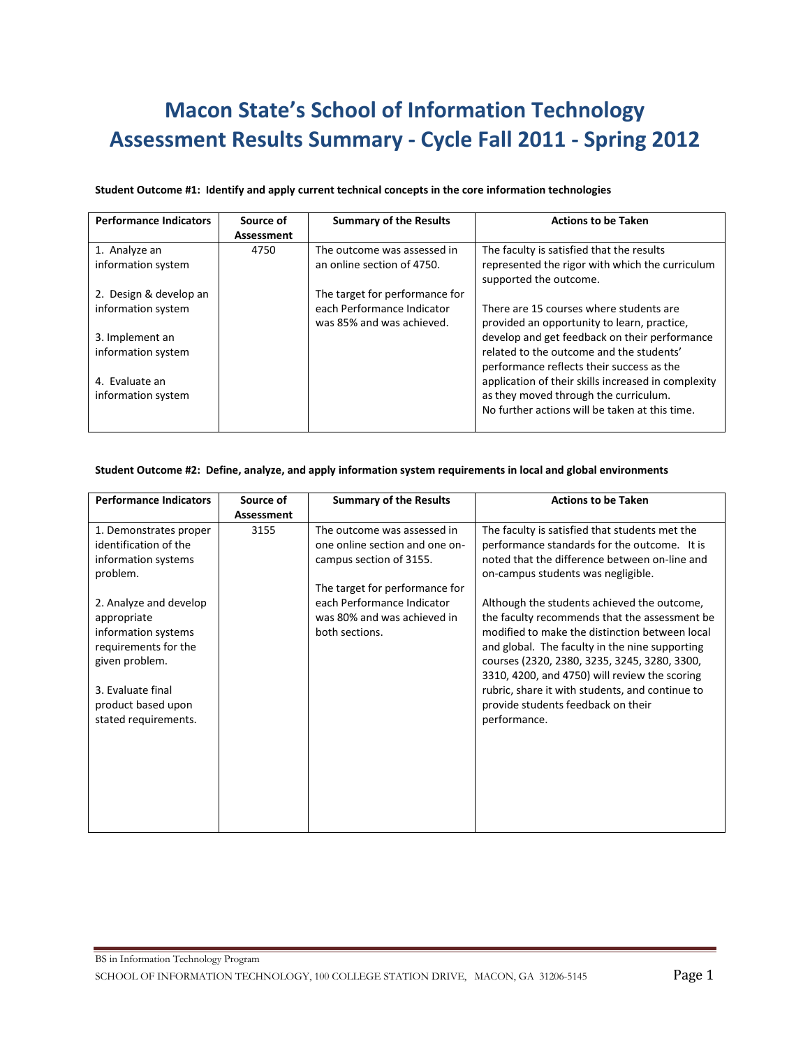# Macon State's School of Information Technology
# Assessment Results Summary - Cycle Fall 2011 - Spring 2012

**Student Outcome #1: Identify and apply current technical concepts in the core information technologies**

| Performance Indicators | Source of Assessment | Summary of the Results | Actions to be Taken |
|---|---|---|---|
| 1. Analyze an information system<br><br>2. Design & develop an information system<br><br>3. Implement an information system<br><br>4. Evaluate an information system | 4750 | The outcome was assessed in an online section of 4750.<br><br>The target for performance for each Performance Indicator was 85% and was achieved. | The faculty is satisfied that the results represented the rigor with which the curriculum supported the outcome.<br><br>There are 15 courses where students are provided an opportunity to learn, practice, develop and get feedback on their performance related to the outcome and the students' performance reflects their success as the application of their skills increased in complexity as they moved through the curriculum.<br>No further actions will be taken at this time. |

**Student Outcome #2: Define, analyze, and apply information system requirements in local and global environments**

| Performance Indicators | Source of Assessment | Summary of the Results | Actions to be Taken |
|---|---|---|---|
| 1. Demonstrates proper identification of the information systems problem.<br><br>2. Analyze and develop appropriate information systems requirements for the given problem.<br><br>3. Evaluate final product based upon stated requirements. | 3155 | The outcome was assessed in one online section and one on-campus section of 3155.<br><br>The target for performance for each Performance Indicator was 80% and was achieved in both sections. | The faculty is satisfied that students met the performance standards for the outcome. It is noted that the difference between on-line and on-campus students was negligible.<br><br>Although the students achieved the outcome, the faculty recommends that the assessment be modified to make the distinction between local and global. The faculty in the nine supporting courses (2320, 2380, 3235, 3245, 3280, 3300, 3310, 4200, and 4750) will review the scoring rubric, share it with students, and continue to provide students feedback on their performance. |

BS in Information Technology Program
SCHOOL OF INFORMATION TECHNOLOGY, 100 COLLEGE STATION DRIVE, MACON, GA 31206-5145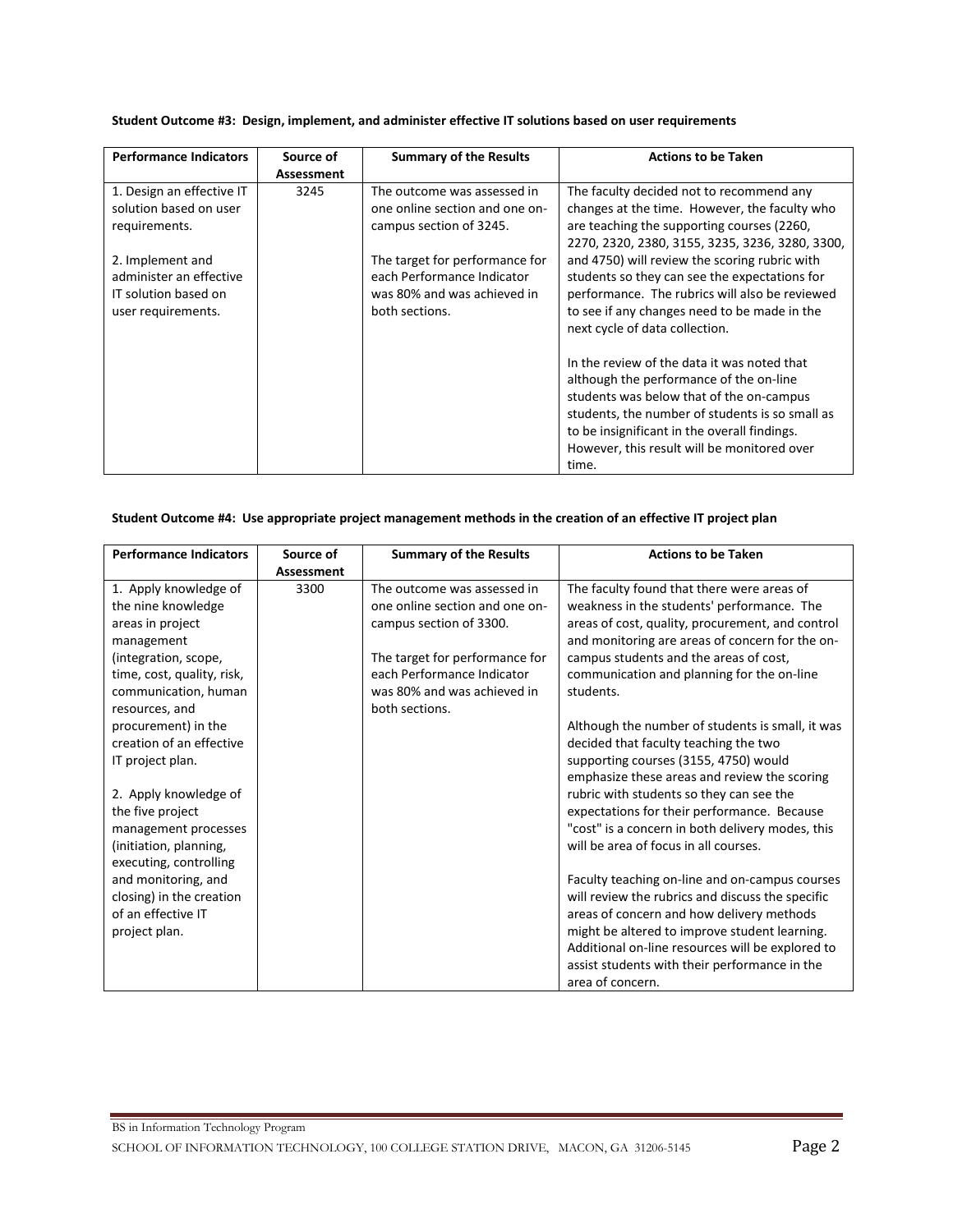**Student Outcome #3: Design, implement, and administer effective IT solutions based on user requirements**

| Performance Indicators | Source of Assessment | Summary of the Results | Actions to be Taken |
|---|---|---|---|
| 1. Design an effective IT solution based on user requirements.<br><br>2. Implement and administer an effective IT solution based on user requirements. | 3245 | The outcome was assessed in one online section and one on-campus section of 3245.<br><br>The target for performance for each Performance Indicator was 80% and was achieved in both sections. | The faculty decided not to recommend any changes at the time. However, the faculty who are teaching the supporting courses (2260, 2270, 2320, 2380, 3155, 3235, 3236, 3280, 3300, and 4750) will review the scoring rubric with students so they can see the expectations for performance. The rubrics will also be reviewed to see if any changes need to be made in the next cycle of data collection.<br><br>In the review of the data it was noted that although the performance of the on-line students was below that of the on-campus students, the number of students is so small as to be insignificant in the overall findings. However, this result will be monitored over time. |

**Student Outcome #4: Use appropriate project management methods in the creation of an effective IT project plan**

| Performance Indicators | Source of Assessment | Summary of the Results | Actions to be Taken |
|---|---|---|---|
| 1. Apply knowledge of the nine knowledge areas in project management (integration, scope, time, cost, quality, risk, communication, human resources, and procurement) in the creation of an effective IT project plan.<br><br>2. Apply knowledge of the five project management processes (initiation, planning, executing, controlling and monitoring, and closing) in the creation of an effective IT project plan. | 3300 | The outcome was assessed in one online section and one on-campus section of 3300.<br><br>The target for performance for each Performance Indicator was 80% and was achieved in both sections. | The faculty found that there were areas of weakness in the students' performance. The areas of cost, quality, procurement, and control and monitoring are areas of concern for the on-campus students and the areas of cost, communication and planning for the on-line students.<br><br>Although the number of students is small, it was decided that faculty teaching the two supporting courses (3155, 4750) would emphasize these areas and review the scoring rubric with students so they can see the expectations for their performance. Because "cost" is a concern in both delivery modes, this will be area of focus in all courses.<br><br>Faculty teaching on-line and on-campus courses will review the rubrics and discuss the specific areas of concern and how delivery methods might be altered to improve student learning. Additional on-line resources will be explored to assist students with their performance in the area of concern. |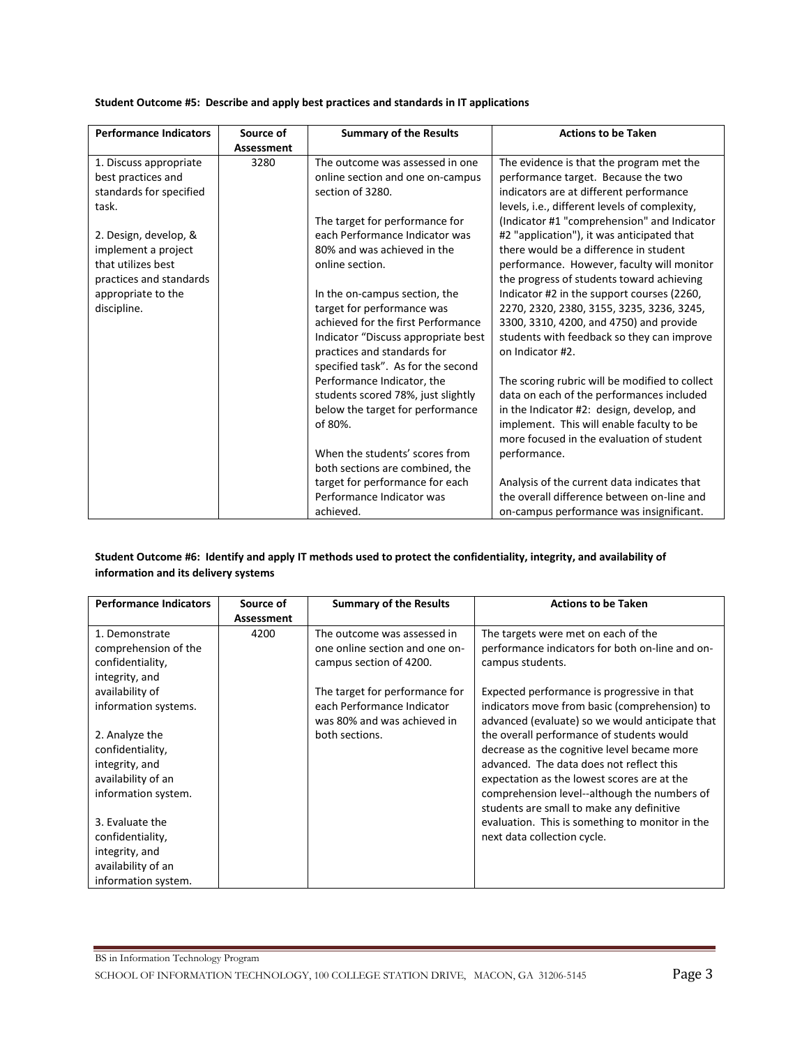**Student Outcome #5: Describe and apply best practices and standards in IT applications**

| Performance Indicators | Source of Assessment | Summary of the Results | Actions to be Taken |
| --- | --- | --- | --- |
| 1. Discuss appropriate best practices and standards for specified task.<br><br>2. Design, develop, & implement a project that utilizes best practices and standards appropriate to the discipline. | 3280 | The outcome was assessed in one online section and one on-campus section of 3280.<br><br>The target for performance for each Performance Indicator was 80% and was achieved in the online section.<br><br>In the on-campus section, the target for performance was achieved for the first Performance Indicator "Discuss appropriate best practices and standards for specified task". As for the second Performance Indicator, the students scored 78%, just slightly below the target for performance of 80%.<br><br>When the students' scores from both sections are combined, the target for performance for each Performance Indicator was achieved. | The evidence is that the program met the performance target. Because the two indicators are at different performance levels, i.e., different levels of complexity, (Indicator #1 "comprehension" and Indicator #2 "application"), it was anticipated that there would be a difference in student performance. However, faculty will monitor the progress of students toward achieving Indicator #2 in the support courses (2260, 2270, 2320, 2380, 3155, 3235, 3236, 3245, 3300, 3310, 4200, and 4750) and provide students with feedback so they can improve on Indicator #2.<br><br>The scoring rubric will be modified to collect data on each of the performances included in the Indicator #2: design, develop, and implement. This will enable faculty to be more focused in the evaluation of student performance.<br><br>Analysis of the current data indicates that the overall difference between on-line and on-campus performance was insignificant. |

**Student Outcome #6: Identify and apply IT methods used to protect the confidentiality, integrity, and availability of information and its delivery systems**

| Performance Indicators | Source of Assessment | Summary of the Results | Actions to be Taken |
| --- | --- | --- | --- |
| 1. Demonstrate comprehension of the confidentiality, integrity, and availability of information systems.<br><br>2. Analyze the confidentiality, integrity, and availability of an information system.<br><br>3. Evaluate the confidentiality, integrity, and availability of an information system. | 4200 | The outcome was assessed in one online section and one on-campus section of 4200.<br><br>The target for performance for each Performance Indicator was 80% and was achieved in both sections. | The targets were met on each of the performance indicators for both on-line and on-campus students.<br><br>Expected performance is progressive in that indicators move from basic (comprehension) to advanced (evaluate) so we would anticipate that the overall performance of students would decrease as the cognitive level became more advanced. The data does not reflect this expectation as the lowest scores are at the comprehension level--although the numbers of students are small to make any definitive evaluation. This is something to monitor in the next data collection cycle. |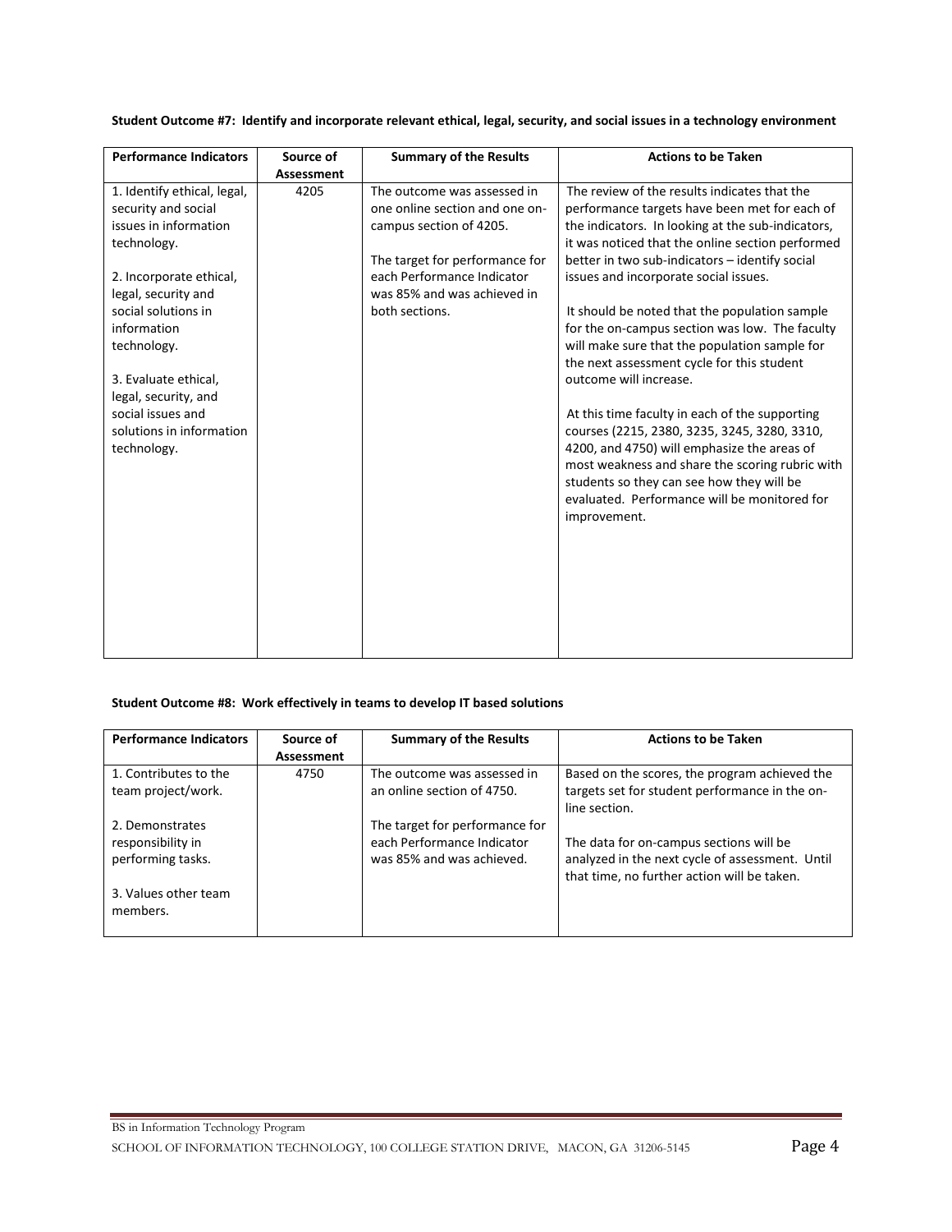**Student Outcome #7: Identify and incorporate relevant ethical, legal, security, and social issues in a technology environment**

| Performance Indicators | Source of Assessment | Summary of the Results | Actions to be Taken |
| --- | --- | --- | --- |
| 1. Identify ethical, legal, security and social issues in information technology.<br><br>2. Incorporate ethical, legal, security and social solutions in information technology.<br><br>3. Evaluate ethical, legal, security, and social issues and solutions in information technology. | 4205 | The outcome was assessed in one online section and one on-campus section of 4205.<br><br>The target for performance for each Performance Indicator was 85% and was achieved in both sections. | The review of the results indicates that the performance targets have been met for each of the indicators. In looking at the sub-indicators, it was noticed that the online section performed better in two sub-indicators – identify social issues and incorporate social issues.<br><br>It should be noted that the population sample for the on-campus section was low. The faculty will make sure that the population sample for the next assessment cycle for this student outcome will increase.<br><br>At this time faculty in each of the supporting courses (2215, 2380, 3235, 3245, 3280, 3310, 4200, and 4750) will emphasize the areas of most weakness and share the scoring rubric with students so they can see how they will be evaluated. Performance will be monitored for improvement. |

**Student Outcome #8: Work effectively in teams to develop IT based solutions**

| Performance Indicators | Source of Assessment | Summary of the Results | Actions to be Taken |
| --- | --- | --- | --- |
| 1. Contributes to the team project/work.<br><br>2. Demonstrates responsibility in performing tasks.<br><br>3. Values other team members. | 4750 | The outcome was assessed in an online section of 4750.<br><br>The target for performance for each Performance Indicator was 85% and was achieved. | Based on the scores, the program achieved the targets set for student performance in the on-line section.<br><br>The data for on-campus sections will be analyzed in the next cycle of assessment. Until that time, no further action will be taken. |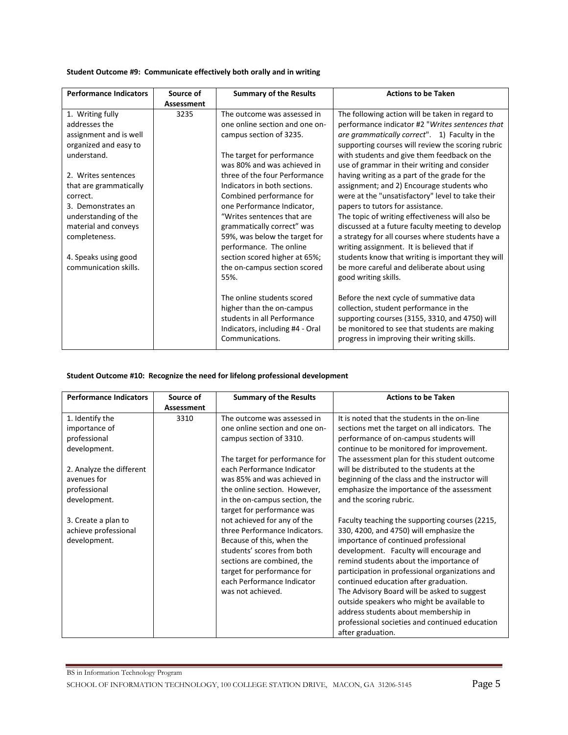**Student Outcome #9: Communicate effectively both orally and in writing**

| Performance Indicators | Source of Assessment | Summary of the Results | Actions to be Taken |
|---|---|---|---|
| 1. Writing fully addresses the assignment and is well organized and easy to understand.<br><br>2. Writes sentences that are grammatically correct.<br>3. Demonstrates an understanding of the material and conveys completeness.<br><br>4. Speaks using good communication skills. | 3235 | The outcome was assessed in one online section and one on-campus section of 3235.<br><br>The target for performance was 80% and was achieved in three of the four Performance Indicators in both sections. Combined performance for one Performance Indicator, "Writes sentences that are grammatically correct" was 59%, was below the target for performance. The online section scored higher at 65%; the on-campus section scored 55%.<br><br>The online students scored higher than the on-campus students in all Performance Indicators, including #4 - Oral Communications. | The following action will be taken in regard to performance indicator #2 "*Writes sentences that are grammatically correct*". 1) Faculty in the supporting courses will review the scoring rubric with students and give them feedback on the use of grammar in their writing and consider having writing as a part of the grade for the assignment; and 2) Encourage students who were at the "unsatisfactory" level to take their papers to tutors for assistance.<br>The topic of writing effectiveness will also be discussed at a future faculty meeting to develop a strategy for all courses where students have a writing assignment. It is believed that if students know that writing is important they will be more careful and deliberate about using good writing skills.<br><br>Before the next cycle of summative data collection, student performance in the supporting courses (3155, 3310, and 4750) will be monitored to see that students are making progress in improving their writing skills. |

**Student Outcome #10: Recognize the need for lifelong professional development**

| Performance Indicators | Source of Assessment | Summary of the Results | Actions to be Taken |
|---|---|---|---|
| 1. Identify the importance of professional development.<br><br>2. Analyze the different avenues for professional development.<br><br>3. Create a plan to achieve professional development. | 3310 | The outcome was assessed in one online section and one on-campus section of 3310.<br><br>The target for performance for each Performance Indicator was 85% and was achieved in the online section. However, in the on-campus section, the target for performance was not achieved for any of the three Performance Indicators. Because of this, when the students' scores from both sections are combined, the target for performance for each Performance Indicator was not achieved. | It is noted that the students in the on-line sections met the target on all indicators. The performance of on-campus students will continue to be monitored for improvement. The assessment plan for this student outcome will be distributed to the students at the beginning of the class and the instructor will emphasize the importance of the assessment and the scoring rubric.<br><br>Faculty teaching the supporting courses (2215, 330, 4200, and 4750) will emphasize the importance of continued professional development. Faculty will encourage and remind students about the importance of participation in professional organizations and continued education after graduation.<br>The Advisory Board will be asked to suggest outside speakers who might be available to address students about membership in professional societies and continued education after graduation. |